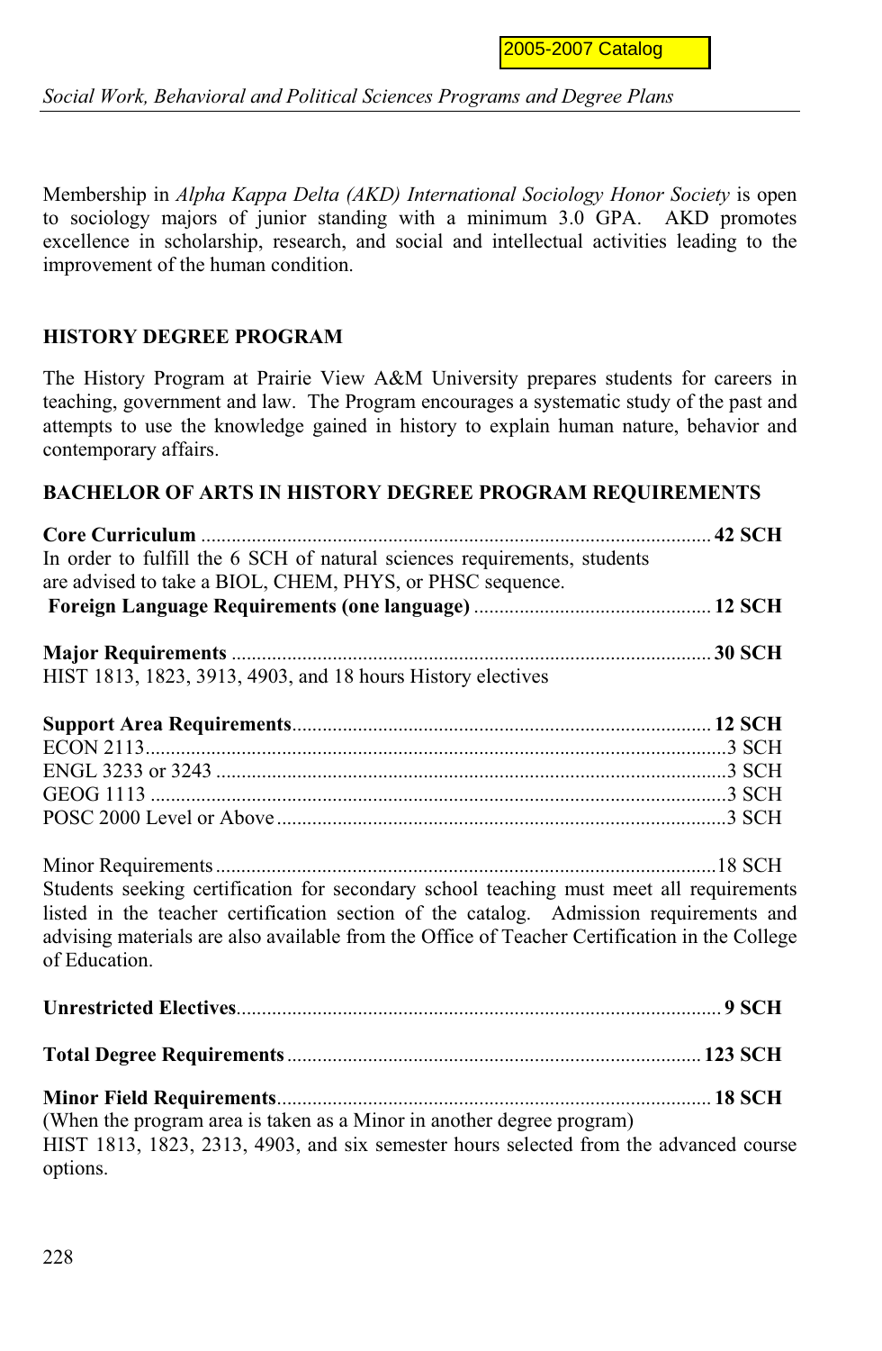Membership in *Alpha Kappa Delta (AKD) International Sociology Honor Society* is open to sociology majors of junior standing with a minimum 3.0 GPA. AKD promotes excellence in scholarship, research, and social and intellectual activities leading to the improvement of the human condition.

## HISTORY DEGREE PROGRAM

The History Program at Prairie View A&M University prepares students for careers in teaching, government and law. The Program encourages a systematic study of the past and attempts to use the knowledge gained in history to explain human nature, behavior and contemporary affairs.

### BACHELOR OF ARTS IN HISTORY DEGREE PROGRAM REQUIREMENTS

**Core Curriculum** .................................................. **42 SCH**
In order to fulfill the 6 SCH of natural sciences requirements, students are advised to take a BIOL, CHEM, PHYS, or PHSC sequence.
**Foreign Language Requirements (one language)** .................................................. **12 SCH**

**Major Requirements** .................................................. **30 SCH**
HIST 1813, 1823, 3913, 4903, and 18 hours History electives

**Support Area Requirements**.................................................. **12 SCH**
ECON 2113..................................................3 SCH
ENGL 3233 or 3243 ..................................................3 SCH
GEOG 1113 ..................................................3 SCH
POSC 2000 Level or Above ..................................................3 SCH

Minor Requirements ..................................................18 SCH
Students seeking certification for secondary school teaching must meet all requirements listed in the teacher certification section of the catalog. Admission requirements and advising materials are also available from the Office of Teacher Certification in the College of Education.

**Unrestricted Electives**.................................................. **9 SCH**

**Total Degree Requirements** .................................................. **123 SCH**

**Minor Field Requirements**.................................................. **18 SCH**
(When the program area is taken as a Minor in another degree program)
HIST 1813, 1823, 2313, 4903, and six semester hours selected from the advanced course options.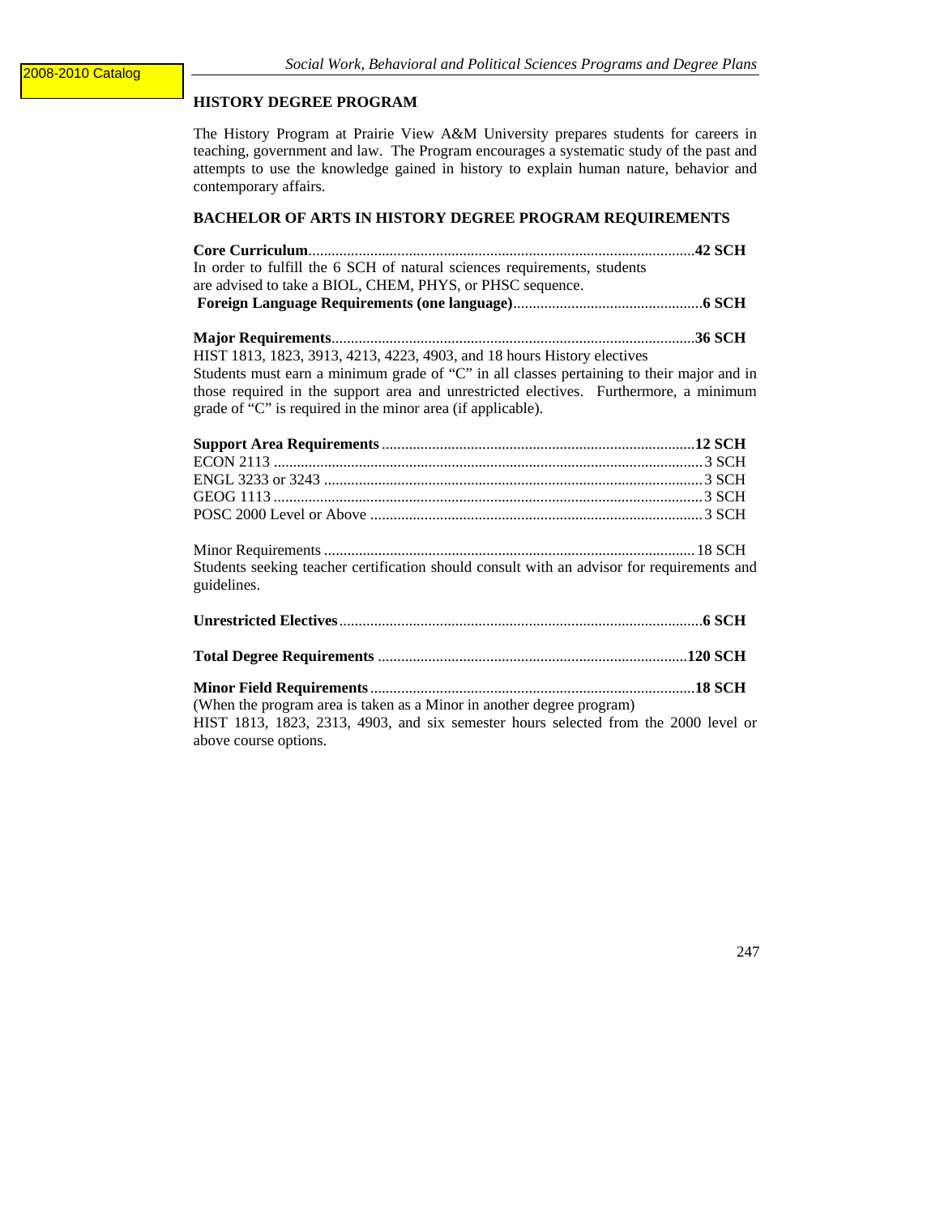## HISTORY DEGREE PROGRAM

The History Program at Prairie View A&M University prepares students for careers in teaching, government and law. The Program encourages a systematic study of the past and attempts to use the knowledge gained in history to explain human nature, behavior and contemporary affairs.

### BACHELOR OF ARTS IN HISTORY DEGREE PROGRAM REQUIREMENTS

**Core Curriculum**....................................................................................................**42 SCH**
In order to fulfill the 6 SCH of natural sciences requirements, students are advised to take a BIOL, CHEM, PHYS, or PHSC sequence.
**Foreign Language Requirements (one language)**.................................................**6 SCH**

**Major Requirements**..............................................................................................**36 SCH**
HIST 1813, 1823, 3913, 4213, 4223, 4903, and 18 hours History electives
Students must earn a minimum grade of "C" in all classes pertaining to their major and in those required in the support area and unrestricted electives. Furthermore, a minimum grade of "C" is required in the minor area (if applicable).

**Support Area Requirements**................................................................................**12 SCH**
ECON 2113 ..............................................................................................................3 SCH
ENGL 3233 or 3243 .................................................................................................3 SCH
GEOG 1113 ..............................................................................................................3 SCH
POSC 2000 Level or Above .....................................................................................3 SCH

Minor Requirements ................................................................................................18 SCH
Students seeking teacher certification should consult with an advisor for requirements and guidelines.

**Unrestricted Electives**...........................................................................................**6 SCH**

**Total Degree Requirements** ................................................................................**120 SCH**

**Minor Field Requirements**....................................................................................**18 SCH**
(When the program area is taken as a Minor in another degree program)
HIST 1813, 1823, 2313, 4903, and six semester hours selected from the 2000 level or above course options.